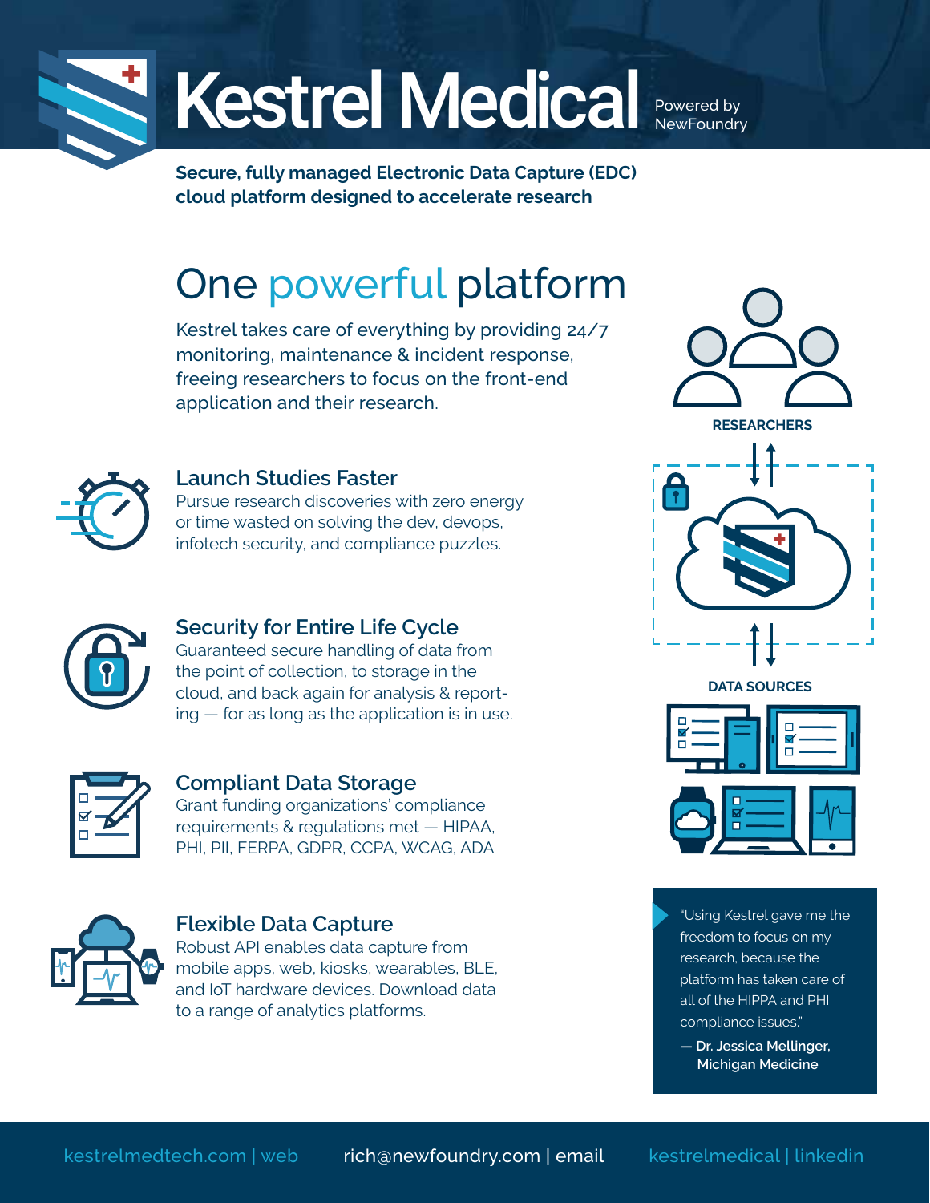# Kestrel Medical

Powered by NewFoundry

**Secure, fully managed Electronic Data Capture (EDC) cloud platform designed to accelerate research**

## One powerful platform

Kestrel takes care of everything by providing 24/7 monitoring, maintenance & incident response, freeing researchers to focus on the front-end application and their research.

### Launch Studies Faster

Pursue research discoveries with zero energy or time wasted on solving the dev, devops, infotech security, and compliance puzzles.

### Security for Entire Life Cycle

Guaranteed secure handling of data from the point of collection, to storage in the cloud, and back again for analysis & reporting — for as long as the application is in use.

### Compliant Data Storage

Grant funding organizations' compliance requirements & regulations met — HIPAA, PHI, PII, FERPA, GDPR, CCPA, WCAG, ADA

### Flexible Data Capture

Robust API enables data capture from mobile apps, web, kiosks, wearables, BLE, and IoT hardware devices. Download data to a range of analytics platforms.

RESEARCHERS

DATA SOURCES

"Using Kestrel gave me the freedom to focus on my research, because the platform has taken care of all of the HIPPA and PHI compliance issues."

**— Dr. Jessica Mellinger, Michigan Medicine**

kestrelmedtech.com | web    rich@newfoundry.com | email    kestrelmedical | linkedin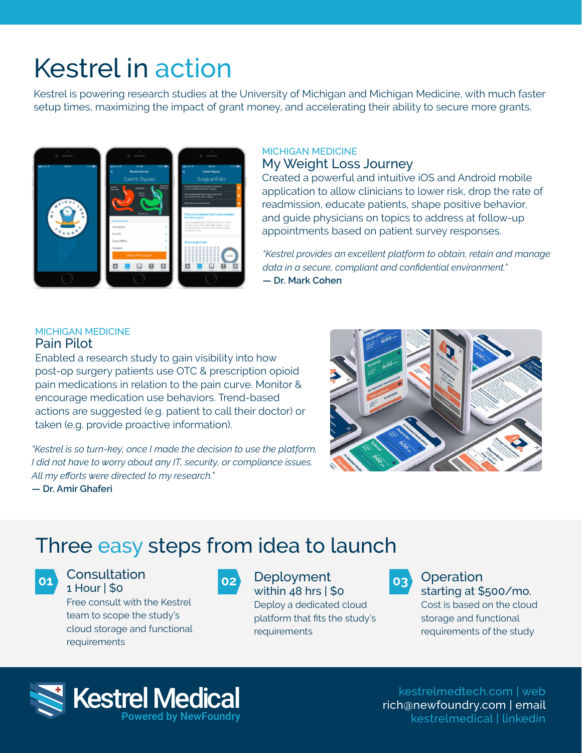# Kestrel in action

Kestrel is powering research studies at the University of Michigan and Michigan Medicine, with much faster setup times, maximizing the impact of grant money, and accelerating their ability to secure more grants.

MICHIGAN MEDICINE

## My Weight Loss Journey

Created a powerful and intuitive iOS and Android mobile application to allow clinicians to lower risk, drop the rate of readmission, educate patients, shape positive behavior, and guide physicians on topics to address at follow-up appointments based on patient survey responses.

*"Kestrel provides an excellent platform to obtain, retain and manage data in a secure, compliant and confidential environment."*
**— Dr. Mark Cohen**

MICHIGAN MEDICINE

## Pain Pilot

Enabled a research study to gain visibility into how post-op surgery patients use OTC & prescription opioid pain medications in relation to the pain curve. Monitor & encourage medication use behaviors. Trend-based actions are suggested (e.g. patient to call their doctor) or taken (e.g. provide proactive information).

*"Kestrel is so turn-key, once I made the decision to use the platform, I did not have to worry about any IT, security, or compliance issues. All my efforts were directed to my research."*
**— Dr. Amir Ghaferi**

# Three easy steps from idea to launch

**01 Consultation**
1 Hour | $0
Free consult with the Kestrel team to scope the study's cloud storage and functional requirements

**02 Deployment**
within 48 hrs | $0
Deploy a dedicated cloud platform that fits the study's requirements

**03 Operation**
starting at $500/mo.
Cost is based on the cloud storage and functional requirements of the study

**Kestrel Medical**
Powered by NewFoundry

kestrelmedtech.com | web
rich@newfoundry.com | email
kestrelmedical | linkedin